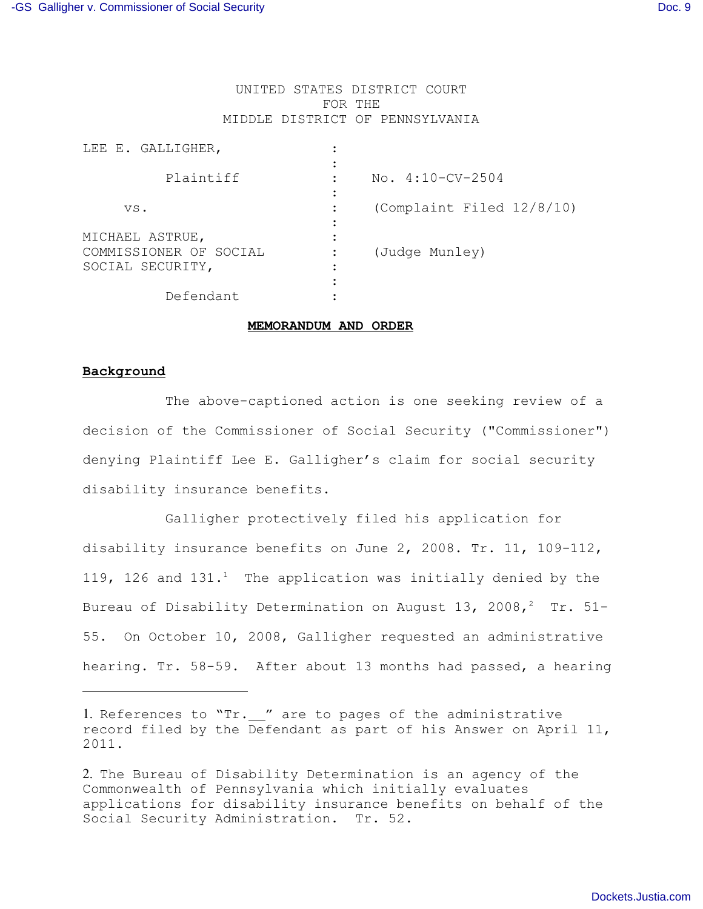UNITED STATES DISTRICT COURT
FOR THE
MIDDLE DISTRICT OF PENNSYLVANIA

| | | |
|---|---|---|
| LEE E. GALLIGHER, | : | |
| Plaintiff | : | No. 4:10-CV-2504 |
| vs. | : | (Complaint Filed 12/8/10) |
| MICHAEL ASTRUE, COMMISSIONER OF SOCIAL SOCIAL SECURITY, | : | (Judge Munley) |
| Defendant | : | |

**MEMORANDUM AND ORDER**

**Background**

The above-captioned action is one seeking review of a decision of the Commissioner of Social Security ("Commissioner") denying Plaintiff Lee E. Galligher's claim for social security disability insurance benefits.

Galligher protectively filed his application for disability insurance benefits on June 2, 2008. Tr. 11, 109-112, 119, 126 and 131.[1] The application was initially denied by the Bureau of Disability Determination on August 13, 2008,[2] Tr. 51-55. On October 10, 2008, Galligher requested an administrative hearing. Tr. 58-59. After about 13 months had passed, a hearing

---

1. References to "Tr.__" are to pages of the administrative record filed by the Defendant as part of his Answer on April 11, 2011.

2. The Bureau of Disability Determination is an agency of the Commonwealth of Pennsylvania which initially evaluates applications for disability insurance benefits on behalf of the Social Security Administration. Tr. 52.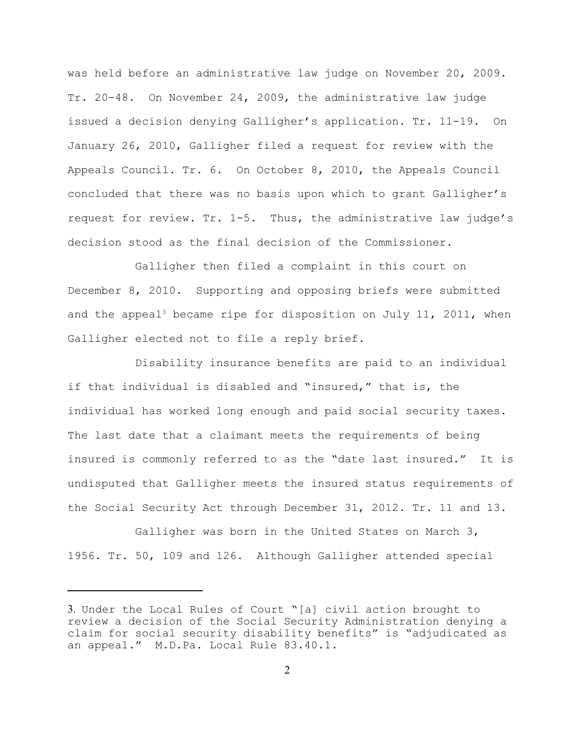was held before an administrative law judge on November 20, 2009. Tr. 20-48. On November 24, 2009, the administrative law judge issued a decision denying Galligher's application. Tr. 11-19. On January 26, 2010, Galligher filed a request for review with the Appeals Council. Tr. 6. On October 8, 2010, the Appeals Council concluded that there was no basis upon which to grant Galligher's request for review. Tr. 1-5. Thus, the administrative law judge's decision stood as the final decision of the Commissioner.

Galligher then filed a complaint in this court on December 8, 2010. Supporting and opposing briefs were submitted and the appeal[3] became ripe for disposition on July 11, 2011, when Galligher elected not to file a reply brief.

Disability insurance benefits are paid to an individual if that individual is disabled and "insured," that is, the individual has worked long enough and paid social security taxes. The last date that a claimant meets the requirements of being insured is commonly referred to as the "date last insured." It is undisputed that Galligher meets the insured status requirements of the Social Security Act through December 31, 2012. Tr. 11 and 13.

Galligher was born in the United States on March 3, 1956. Tr. 50, 109 and 126. Although Galligher attended special

---

3. Under the Local Rules of Court "[a] civil action brought to review a decision of the Social Security Administration denying a claim for social security disability benefits" is "adjudicated as an appeal." M.D.Pa. Local Rule 83.40.1.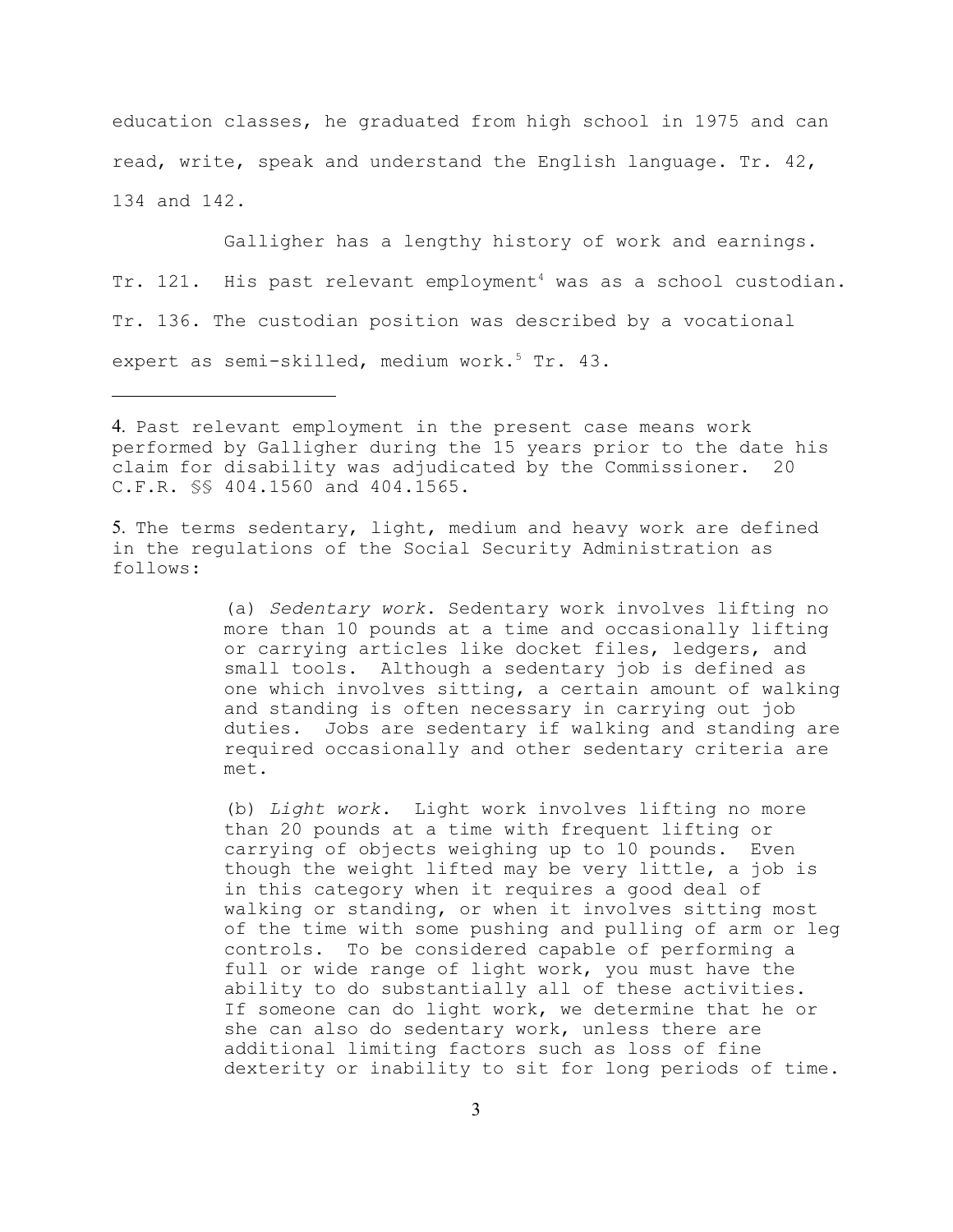education classes, he graduated from high school in 1975 and can read, write, speak and understand the English language. Tr. 42, 134 and 142.

Galligher has a lengthy history of work and earnings. Tr. 121. His past relevant employment[4] was as a school custodian. Tr. 136. The custodian position was described by a vocational expert as semi-skilled, medium work.[5] Tr. 43.

---

4. Past relevant employment in the present case means work performed by Galligher during the 15 years prior to the date his claim for disability was adjudicated by the Commissioner. 20 C.F.R. §§ 404.1560 and 404.1565.

5. The terms sedentary, light, medium and heavy work are defined in the regulations of the Social Security Administration as follows:

> (a) *Sedentary work*. Sedentary work involves lifting no more than 10 pounds at a time and occasionally lifting or carrying articles like docket files, ledgers, and small tools. Although a sedentary job is defined as one which involves sitting, a certain amount of walking and standing is often necessary in carrying out job duties. Jobs are sedentary if walking and standing are required occasionally and other sedentary criteria are met.
>
> (b) *Light work*. Light work involves lifting no more than 20 pounds at a time with frequent lifting or carrying of objects weighing up to 10 pounds. Even though the weight lifted may be very little, a job is in this category when it requires a good deal of walking or standing, or when it involves sitting most of the time with some pushing and pulling of arm or leg controls. To be considered capable of performing a full or wide range of light work, you must have the ability to do substantially all of these activities. If someone can do light work, we determine that he or she can also do sedentary work, unless there are additional limiting factors such as loss of fine dexterity or inability to sit for long periods of time.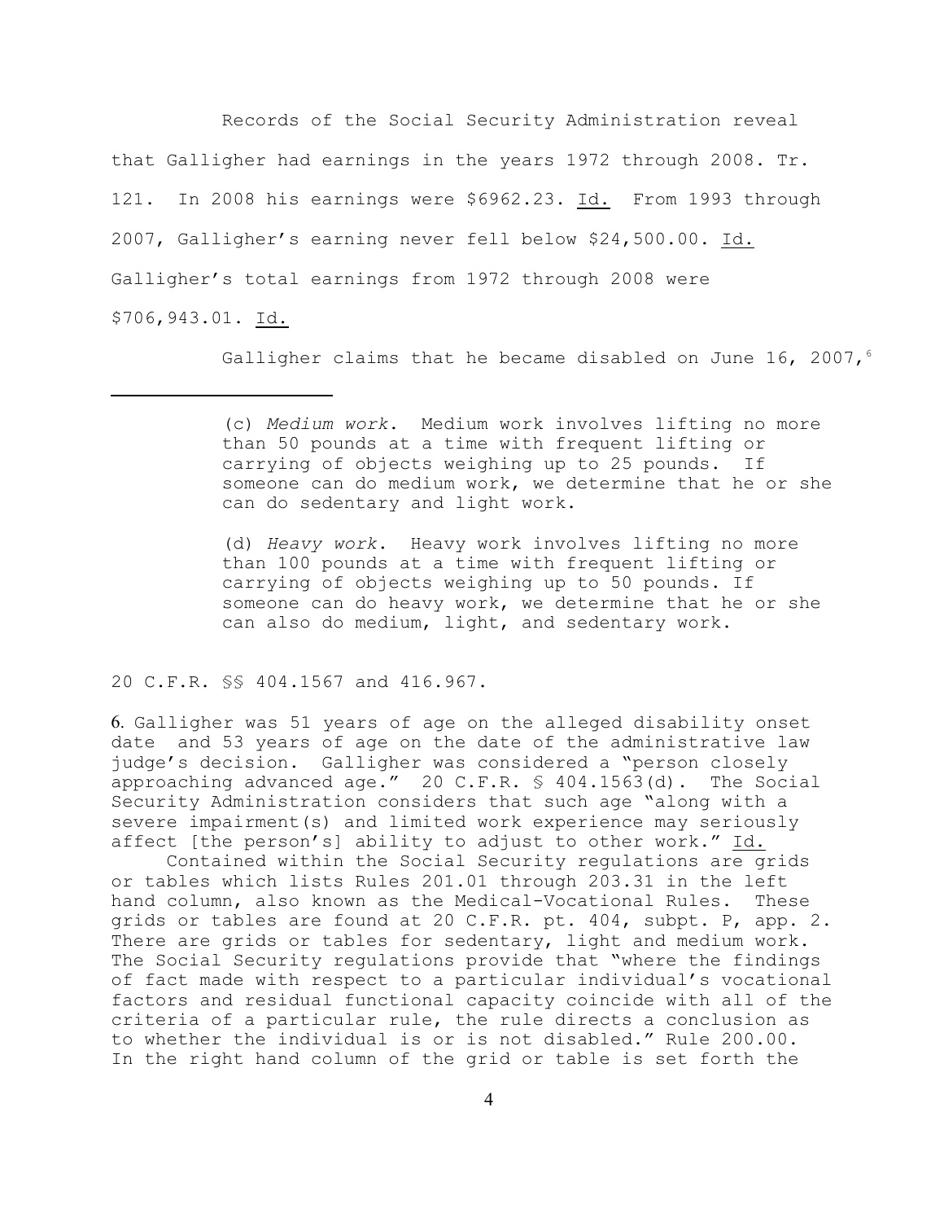Records of the Social Security Administration reveal that Galligher had earnings in the years 1972 through 2008. Tr. 121. In 2008 his earnings were $6962.23. Id. From 1993 through 2007, Galligher's earning never fell below $24,500.00. Id. Galligher's total earnings from 1972 through 2008 were $706,943.01. Id.

Galligher claims that he became disabled on June 16, 2007,[6]

---

> (c) *Medium work*. Medium work involves lifting no more than 50 pounds at a time with frequent lifting or carrying of objects weighing up to 25 pounds. If someone can do medium work, we determine that he or she can do sedentary and light work.
>
> (d) *Heavy work*. Heavy work involves lifting no more than 100 pounds at a time with frequent lifting or carrying of objects weighing up to 50 pounds. If someone can do heavy work, we determine that he or she can also do medium, light, and sedentary work.

20 C.F.R. §§ 404.1567 and 416.967.

6. Galligher was 51 years of age on the alleged disability onset date and 53 years of age on the date of the administrative law judge's decision. Galligher was considered a "person closely approaching advanced age." 20 C.F.R. § 404.1563(d). The Social Security Administration considers that such age "along with a severe impairment(s) and limited work experience may seriously affect [the person's] ability to adjust to other work." Id.

Contained within the Social Security regulations are grids or tables which lists Rules 201.01 through 203.31 in the left hand column, also known as the Medical-Vocational Rules. These grids or tables are found at 20 C.F.R. pt. 404, subpt. P, app. 2. There are grids or tables for sedentary, light and medium work. The Social Security regulations provide that "where the findings of fact made with respect to a particular individual's vocational factors and residual functional capacity coincide with all of the criteria of a particular rule, the rule directs a conclusion as to whether the individual is or is not disabled." Rule 200.00. In the right hand column of the grid or table is set forth the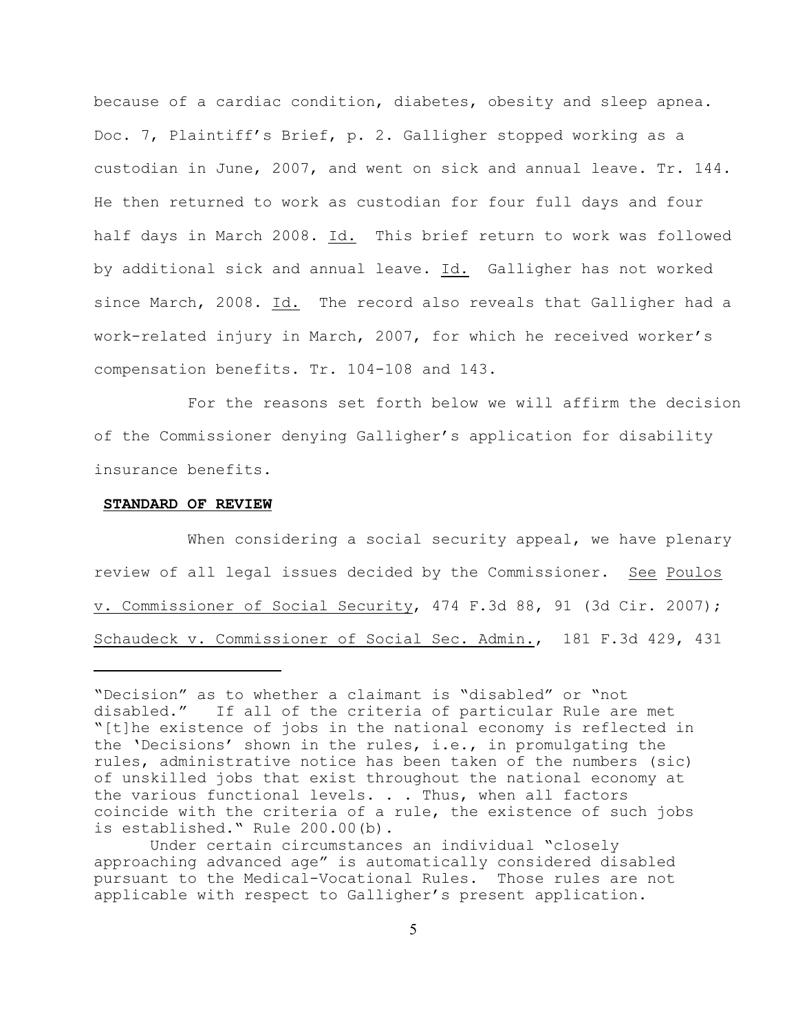because of a cardiac condition, diabetes, obesity and sleep apnea. Doc. 7, Plaintiff's Brief, p. 2. Galligher stopped working as a custodian in June, 2007, and went on sick and annual leave. Tr. 144. He then returned to work as custodian for four full days and four half days in March 2008. Id. This brief return to work was followed by additional sick and annual leave. Id. Galligher has not worked since March, 2008. Id. The record also reveals that Galligher had a work-related injury in March, 2007, for which he received worker's compensation benefits. Tr. 104-108 and 143.

For the reasons set forth below we will affirm the decision of the Commissioner denying Galligher's application for disability insurance benefits.

**STANDARD OF REVIEW**

When considering a social security appeal, we have plenary review of all legal issues decided by the Commissioner. See Poulos v. Commissioner of Social Security, 474 F.3d 88, 91 (3d Cir. 2007); Schaudeck v. Commissioner of Social Sec. Admin., 181 F.3d 429, 431

---

"Decision" as to whether a claimant is "disabled" or "not disabled." If all of the criteria of particular Rule are met "[t]he existence of jobs in the national economy is reflected in the 'Decisions' shown in the rules, i.e., in promulgating the rules, administrative notice has been taken of the numbers (sic) of unskilled jobs that exist throughout the national economy at the various functional levels. . . Thus, when all factors coincide with the criteria of a rule, the existence of such jobs is established." Rule 200.00(b).

Under certain circumstances an individual "closely approaching advanced age" is automatically considered disabled pursuant to the Medical-Vocational Rules. Those rules are not applicable with respect to Galligher's present application.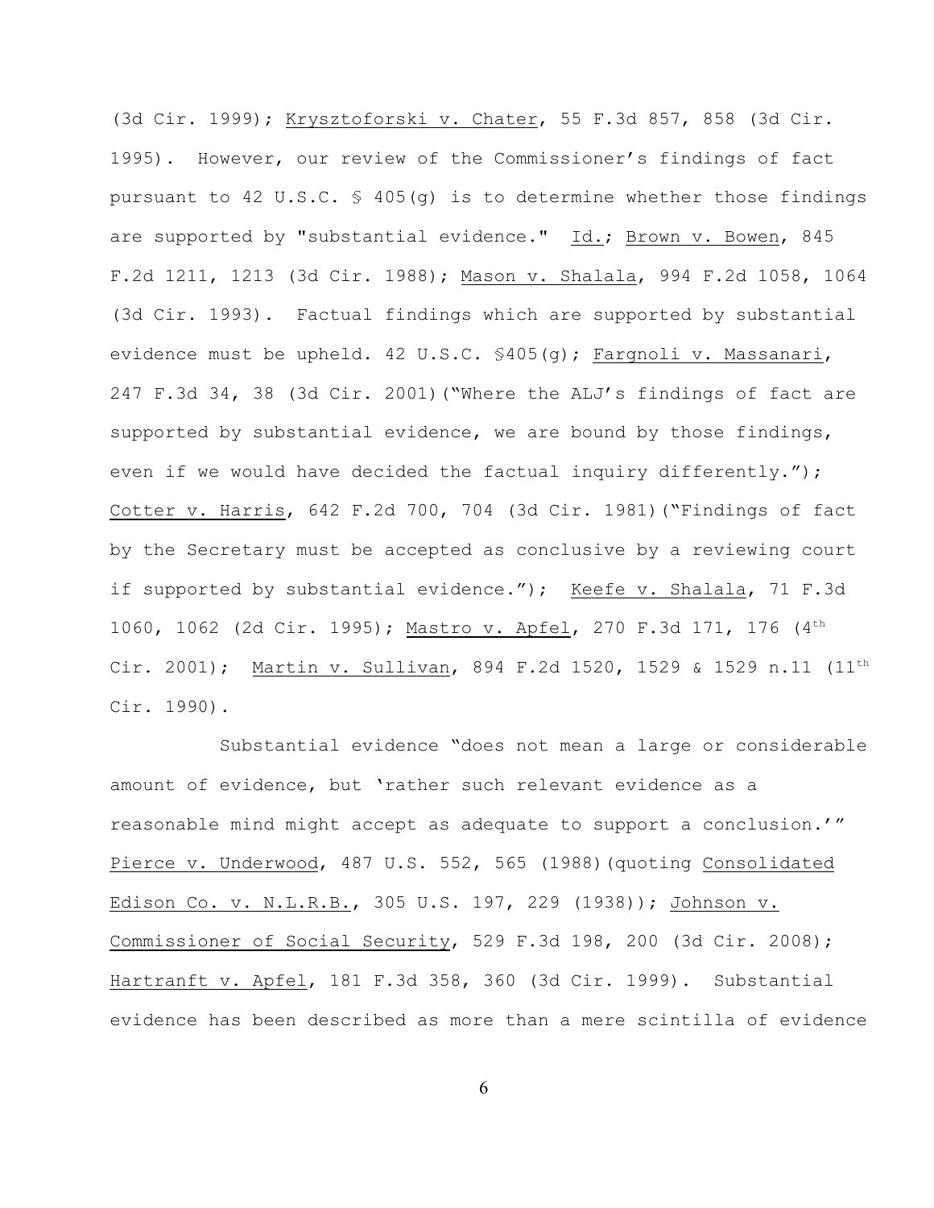(3d Cir. 1999); Krysztoforski v. Chater, 55 F.3d 857, 858 (3d Cir. 1995). However, our review of the Commissioner's findings of fact pursuant to 42 U.S.C. § 405(g) is to determine whether those findings are supported by "substantial evidence." Id.; Brown v. Bowen, 845 F.2d 1211, 1213 (3d Cir. 1988); Mason v. Shalala, 994 F.2d 1058, 1064 (3d Cir. 1993). Factual findings which are supported by substantial evidence must be upheld. 42 U.S.C. §405(g); Fargnoli v. Massanari, 247 F.3d 34, 38 (3d Cir. 2001)("Where the ALJ's findings of fact are supported by substantial evidence, we are bound by those findings, even if we would have decided the factual inquiry differently."); Cotter v. Harris, 642 F.2d 700, 704 (3d Cir. 1981)("Findings of fact by the Secretary must be accepted as conclusive by a reviewing court if supported by substantial evidence."); Keefe v. Shalala, 71 F.3d 1060, 1062 (2d Cir. 1995); Mastro v. Apfel, 270 F.3d 171, 176 (4th Cir. 2001); Martin v. Sullivan, 894 F.2d 1520, 1529 & 1529 n.11 (11th Cir. 1990).

Substantial evidence "does not mean a large or considerable amount of evidence, but 'rather such relevant evidence as a reasonable mind might accept as adequate to support a conclusion.'" Pierce v. Underwood, 487 U.S. 552, 565 (1988)(quoting Consolidated Edison Co. v. N.L.R.B., 305 U.S. 197, 229 (1938)); Johnson v. Commissioner of Social Security, 529 F.3d 198, 200 (3d Cir. 2008); Hartranft v. Apfel, 181 F.3d 358, 360 (3d Cir. 1999). Substantial evidence has been described as more than a mere scintilla of evidence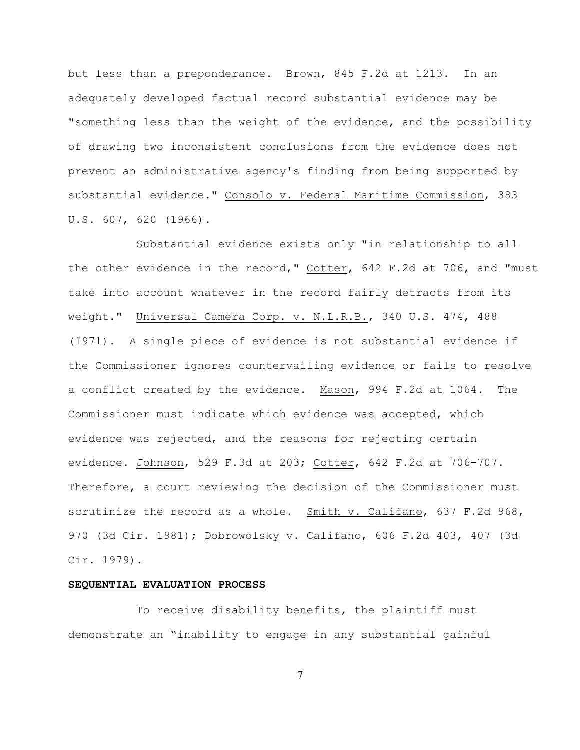but less than a preponderance. Brown, 845 F.2d at 1213. In an adequately developed factual record substantial evidence may be "something less than the weight of the evidence, and the possibility of drawing two inconsistent conclusions from the evidence does not prevent an administrative agency's finding from being supported by substantial evidence." Consolo v. Federal Maritime Commission, 383 U.S. 607, 620 (1966).

Substantial evidence exists only "in relationship to all the other evidence in the record," Cotter, 642 F.2d at 706, and "must take into account whatever in the record fairly detracts from its weight." Universal Camera Corp. v. N.L.R.B., 340 U.S. 474, 488 (1971). A single piece of evidence is not substantial evidence if the Commissioner ignores countervailing evidence or fails to resolve a conflict created by the evidence. Mason, 994 F.2d at 1064. The Commissioner must indicate which evidence was accepted, which evidence was rejected, and the reasons for rejecting certain evidence. Johnson, 529 F.3d at 203; Cotter, 642 F.2d at 706-707. Therefore, a court reviewing the decision of the Commissioner must scrutinize the record as a whole. Smith v. Califano, 637 F.2d 968, 970 (3d Cir. 1981); Dobrowolsky v. Califano, 606 F.2d 403, 407 (3d Cir. 1979).

**SEQUENTIAL EVALUATION PROCESS**

To receive disability benefits, the plaintiff must demonstrate an "inability to engage in any substantial gainful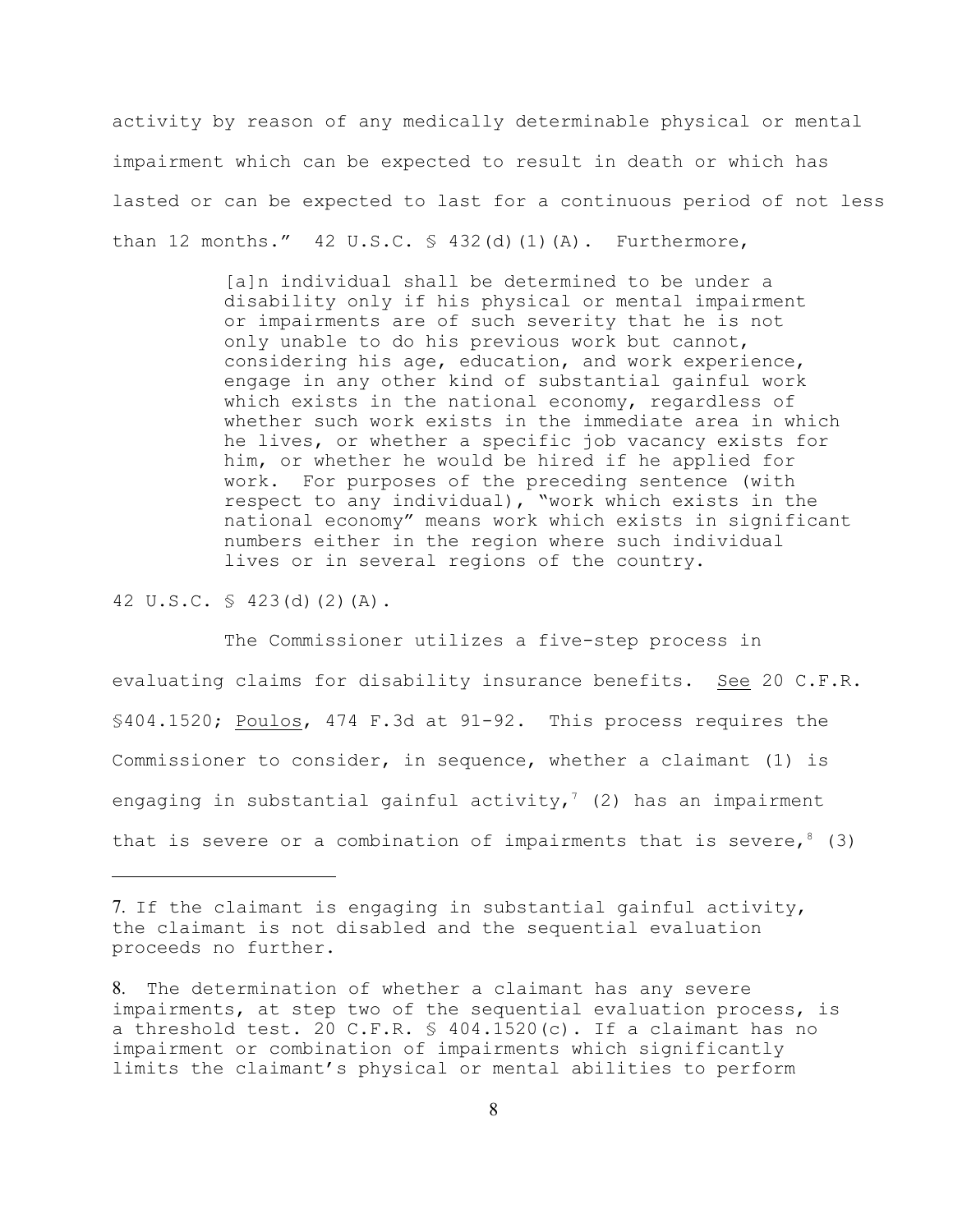activity by reason of any medically determinable physical or mental impairment which can be expected to result in death or which has lasted or can be expected to last for a continuous period of not less than 12 months." 42 U.S.C. § 432(d)(1)(A). Furthermore,

> [a]n individual shall be determined to be under a disability only if his physical or mental impairment or impairments are of such severity that he is not only unable to do his previous work but cannot, considering his age, education, and work experience, engage in any other kind of substantial gainful work which exists in the national economy, regardless of whether such work exists in the immediate area in which he lives, or whether a specific job vacancy exists for him, or whether he would be hired if he applied for work. For purposes of the preceding sentence (with respect to any individual), "work which exists in the national economy" means work which exists in significant numbers either in the region where such individual lives or in several regions of the country.

42 U.S.C. § 423(d)(2)(A).

The Commissioner utilizes a five-step process in evaluating claims for disability insurance benefits. See 20 C.F.R. §404.1520; Poulos, 474 F.3d at 91-92. This process requires the Commissioner to consider, in sequence, whether a claimant (1) is engaging in substantial gainful activity,[7] (2) has an impairment that is severe or a combination of impairments that is severe,[8] (3)

---

7. If the claimant is engaging in substantial gainful activity, the claimant is not disabled and the sequential evaluation proceeds no further.

8. The determination of whether a claimant has any severe impairments, at step two of the sequential evaluation process, is a threshold test. 20 C.F.R. § 404.1520(c). If a claimant has no impairment or combination of impairments which significantly limits the claimant's physical or mental abilities to perform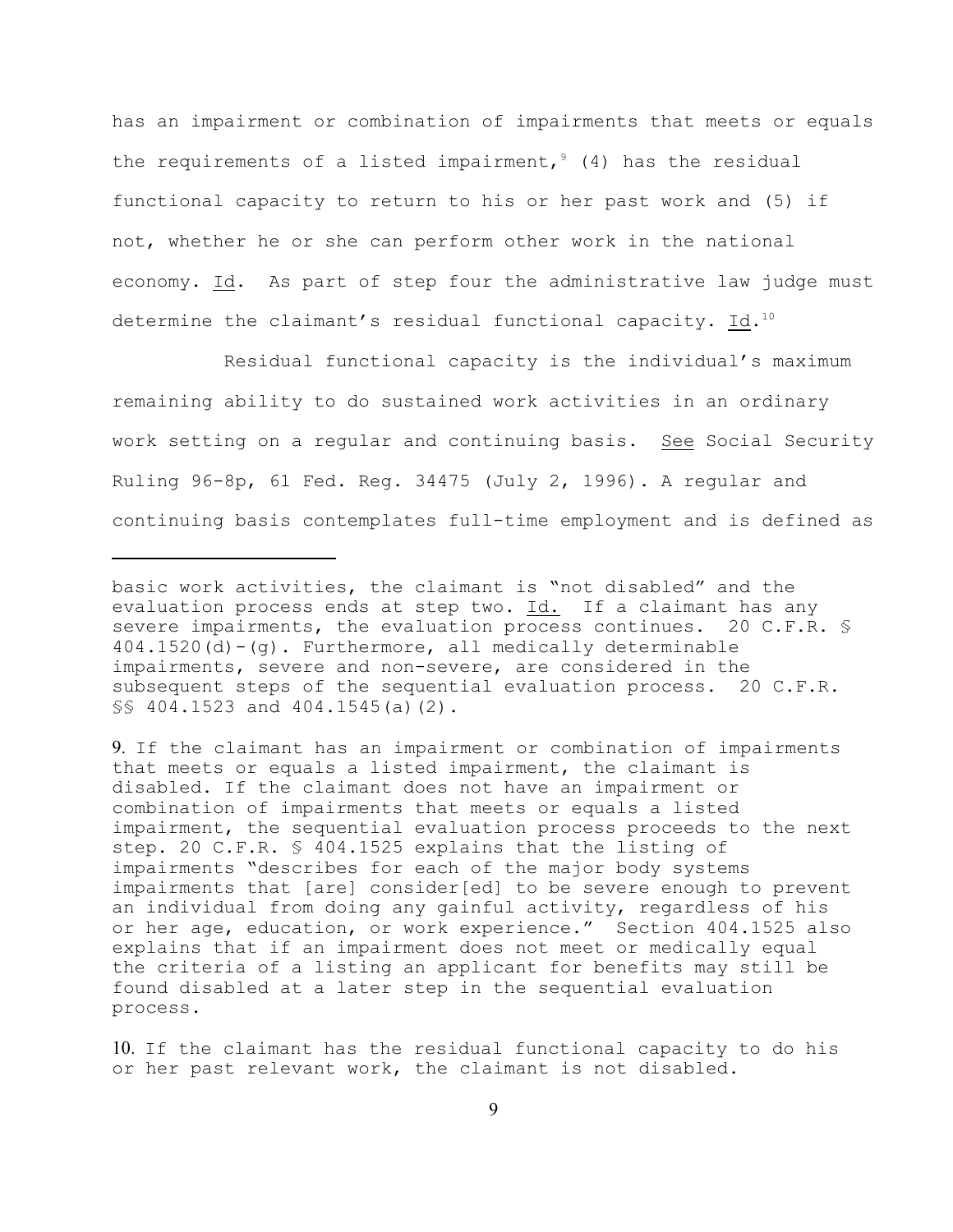has an impairment or combination of impairments that meets or equals the requirements of a listed impairment,[9] (4) has the residual functional capacity to return to his or her past work and (5) if not, whether he or she can perform other work in the national economy. Id. As part of step four the administrative law judge must determine the claimant's residual functional capacity. Id.[10]

Residual functional capacity is the individual's maximum remaining ability to do sustained work activities in an ordinary work setting on a regular and continuing basis. See Social Security Ruling 96-8p, 61 Fed. Reg. 34475 (July 2, 1996). A regular and continuing basis contemplates full-time employment and is defined as

---

basic work activities, the claimant is "not disabled" and the evaluation process ends at step two. Id. If a claimant has any severe impairments, the evaluation process continues. 20 C.F.R. § 404.1520(d)-(g). Furthermore, all medically determinable impairments, severe and non-severe, are considered in the subsequent steps of the sequential evaluation process. 20 C.F.R. §§ 404.1523 and 404.1545(a)(2).

9. If the claimant has an impairment or combination of impairments that meets or equals a listed impairment, the claimant is disabled. If the claimant does not have an impairment or combination of impairments that meets or equals a listed impairment, the sequential evaluation process proceeds to the next step. 20 C.F.R. § 404.1525 explains that the listing of impairments "describes for each of the major body systems impairments that [are] consider[ed] to be severe enough to prevent an individual from doing any gainful activity, regardless of his or her age, education, or work experience." Section 404.1525 also explains that if an impairment does not meet or medically equal the criteria of a listing an applicant for benefits may still be found disabled at a later step in the sequential evaluation process.

10. If the claimant has the residual functional capacity to do his or her past relevant work, the claimant is not disabled.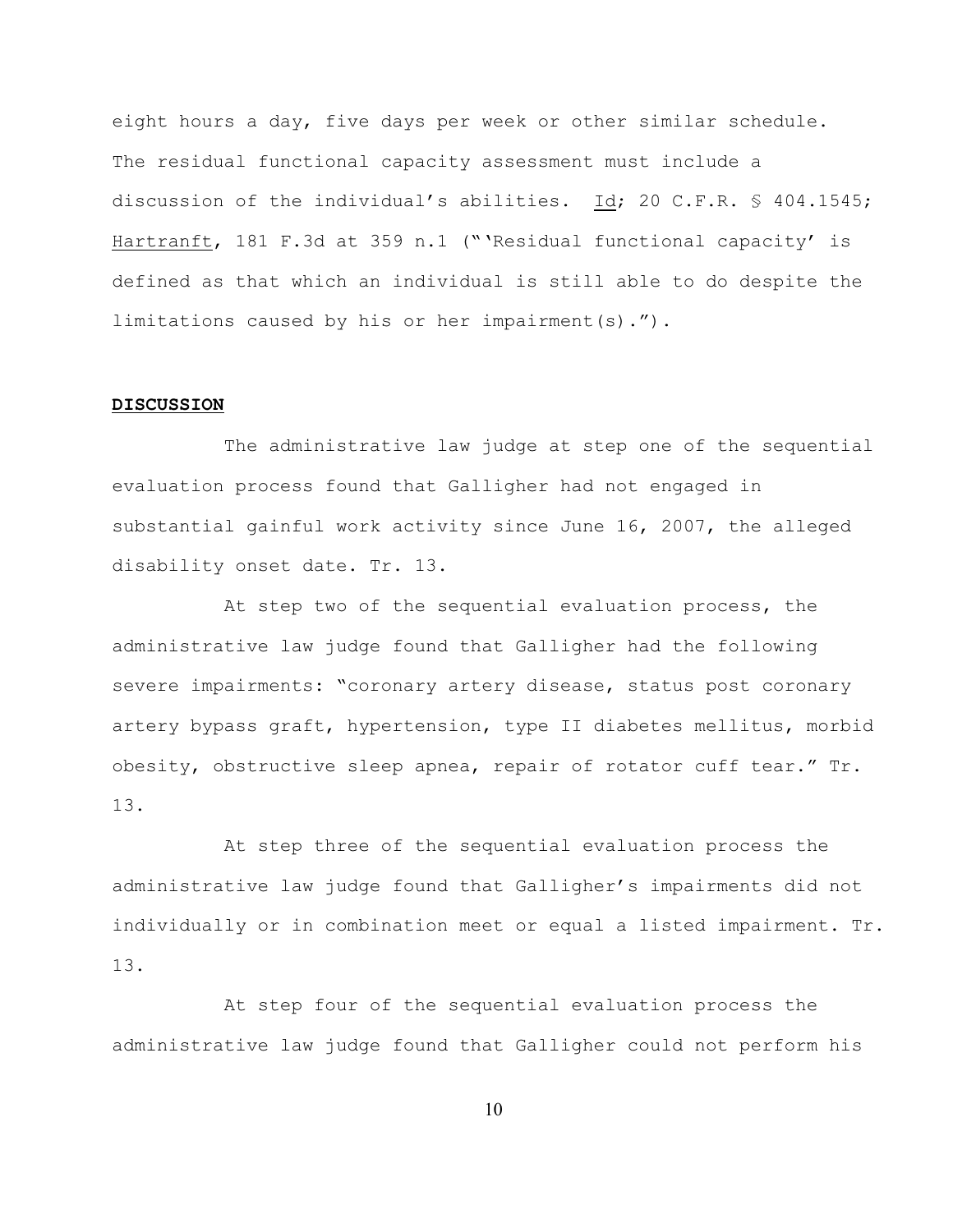eight hours a day, five days per week or other similar schedule. The residual functional capacity assessment must include a discussion of the individual's abilities. Id; 20 C.F.R. § 404.1545; Hartranft, 181 F.3d at 359 n.1 ("'Residual functional capacity' is defined as that which an individual is still able to do despite the limitations caused by his or her impairment(s).").

**DISCUSSION**

The administrative law judge at step one of the sequential evaluation process found that Galligher had not engaged in substantial gainful work activity since June 16, 2007, the alleged disability onset date. Tr. 13.

At step two of the sequential evaluation process, the administrative law judge found that Galligher had the following severe impairments: "coronary artery disease, status post coronary artery bypass graft, hypertension, type II diabetes mellitus, morbid obesity, obstructive sleep apnea, repair of rotator cuff tear." Tr. 13.

At step three of the sequential evaluation process the administrative law judge found that Galligher's impairments did not individually or in combination meet or equal a listed impairment. Tr. 13.

At step four of the sequential evaluation process the administrative law judge found that Galligher could not perform his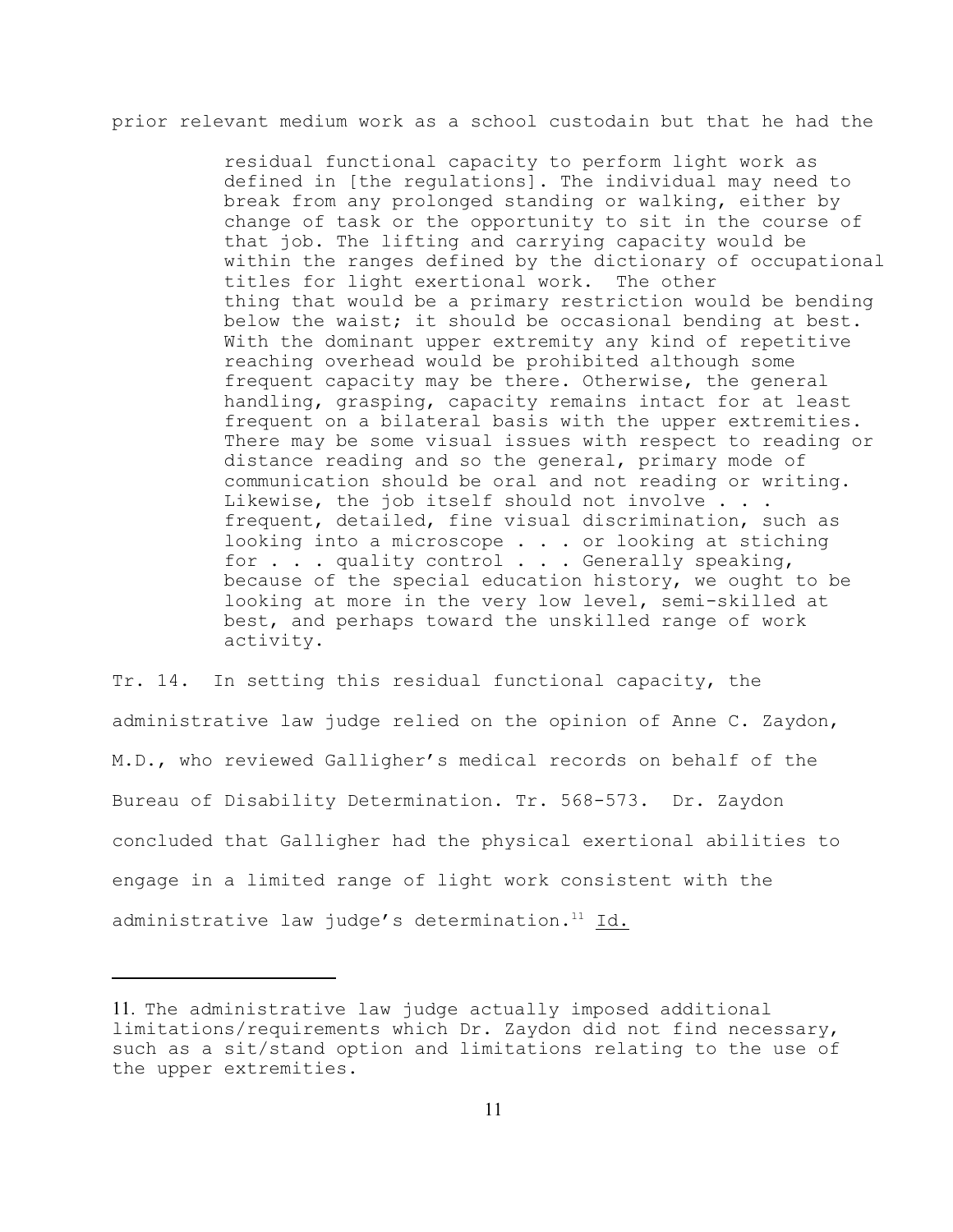prior relevant medium work as a school custodain but that he had the

> residual functional capacity to perform light work as defined in [the regulations]. The individual may need to break from any prolonged standing or walking, either by change of task or the opportunity to sit in the course of that job. The lifting and carrying capacity would be within the ranges defined by the dictionary of occupational titles for light exertional work. The other thing that would be a primary restriction would be bending below the waist; it should be occasional bending at best. With the dominant upper extremity any kind of repetitive reaching overhead would be prohibited although some frequent capacity may be there. Otherwise, the general handling, grasping, capacity remains intact for at least frequent on a bilateral basis with the upper extremities. There may be some visual issues with respect to reading or distance reading and so the general, primary mode of communication should be oral and not reading or writing. Likewise, the job itself should not involve . . . frequent, detailed, fine visual discrimination, such as looking into a microscope . . . or looking at stiching for . . . quality control . . . Generally speaking, because of the special education history, we ought to be looking at more in the very low level, semi-skilled at best, and perhaps toward the unskilled range of work activity.

Tr. 14. In setting this residual functional capacity, the administrative law judge relied on the opinion of Anne C. Zaydon, M.D., who reviewed Galligher's medical records on behalf of the Bureau of Disability Determination. Tr. 568-573. Dr. Zaydon concluded that Galligher had the physical exertional abilities to engage in a limited range of light work consistent with the administrative law judge's determination.[11] Id.

---

11. The administrative law judge actually imposed additional limitations/requirements which Dr. Zaydon did not find necessary, such as a sit/stand option and limitations relating to the use of the upper extremities.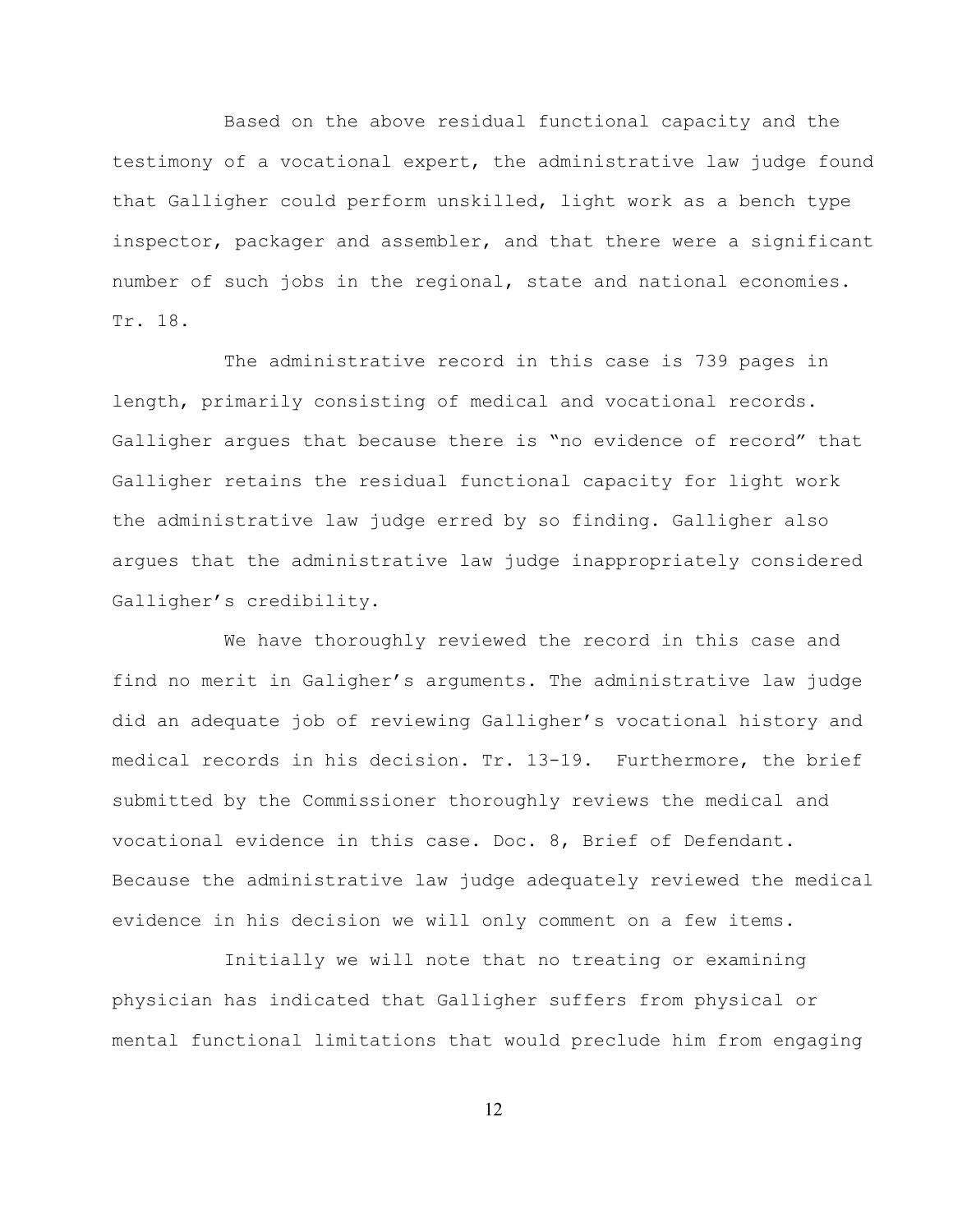Based on the above residual functional capacity and the testimony of a vocational expert, the administrative law judge found that Galligher could perform unskilled, light work as a bench type inspector, packager and assembler, and that there were a significant number of such jobs in the regional, state and national economies. Tr. 18.

The administrative record in this case is 739 pages in length, primarily consisting of medical and vocational records. Galligher argues that because there is "no evidence of record" that Galligher retains the residual functional capacity for light work the administrative law judge erred by so finding. Galligher also argues that the administrative law judge inappropriately considered Galligher's credibility.

We have thoroughly reviewed the record in this case and find no merit in Galigher's arguments. The administrative law judge did an adequate job of reviewing Galligher's vocational history and medical records in his decision. Tr. 13-19. Furthermore, the brief submitted by the Commissioner thoroughly reviews the medical and vocational evidence in this case. Doc. 8, Brief of Defendant. Because the administrative law judge adequately reviewed the medical evidence in his decision we will only comment on a few items.

Initially we will note that no treating or examining physician has indicated that Galligher suffers from physical or mental functional limitations that would preclude him from engaging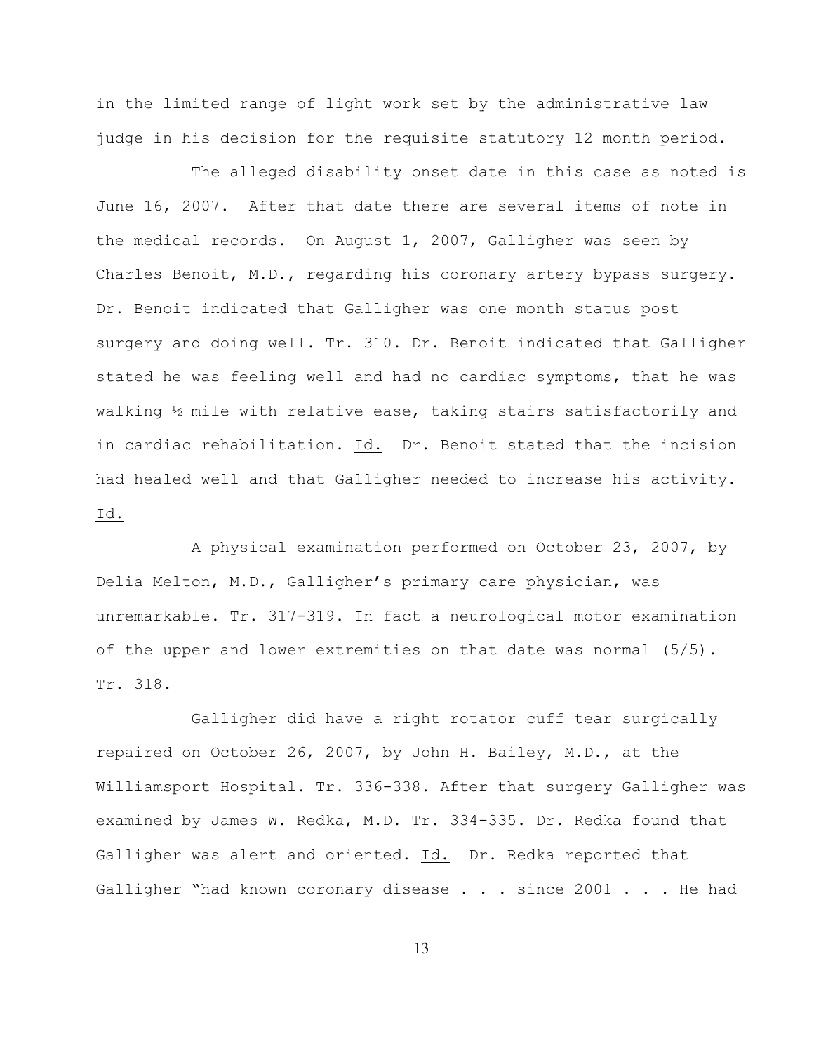in the limited range of light work set by the administrative law judge in his decision for the requisite statutory 12 month period.

The alleged disability onset date in this case as noted is June 16, 2007. After that date there are several items of note in the medical records. On August 1, 2007, Galligher was seen by Charles Benoit, M.D., regarding his coronary artery bypass surgery. Dr. Benoit indicated that Galligher was one month status post surgery and doing well. Tr. 310. Dr. Benoit indicated that Galligher stated he was feeling well and had no cardiac symptoms, that he was walking ½ mile with relative ease, taking stairs satisfactorily and in cardiac rehabilitation. Id. Dr. Benoit stated that the incision had healed well and that Galligher needed to increase his activity. Id.

A physical examination performed on October 23, 2007, by Delia Melton, M.D., Galligher's primary care physician, was unremarkable. Tr. 317-319. In fact a neurological motor examination of the upper and lower extremities on that date was normal (5/5). Tr. 318.

Galligher did have a right rotator cuff tear surgically repaired on October 26, 2007, by John H. Bailey, M.D., at the Williamsport Hospital. Tr. 336-338. After that surgery Galligher was examined by James W. Redka, M.D. Tr. 334-335. Dr. Redka found that Galligher was alert and oriented. Id. Dr. Redka reported that Galligher "had known coronary disease . . . since 2001 . . . He had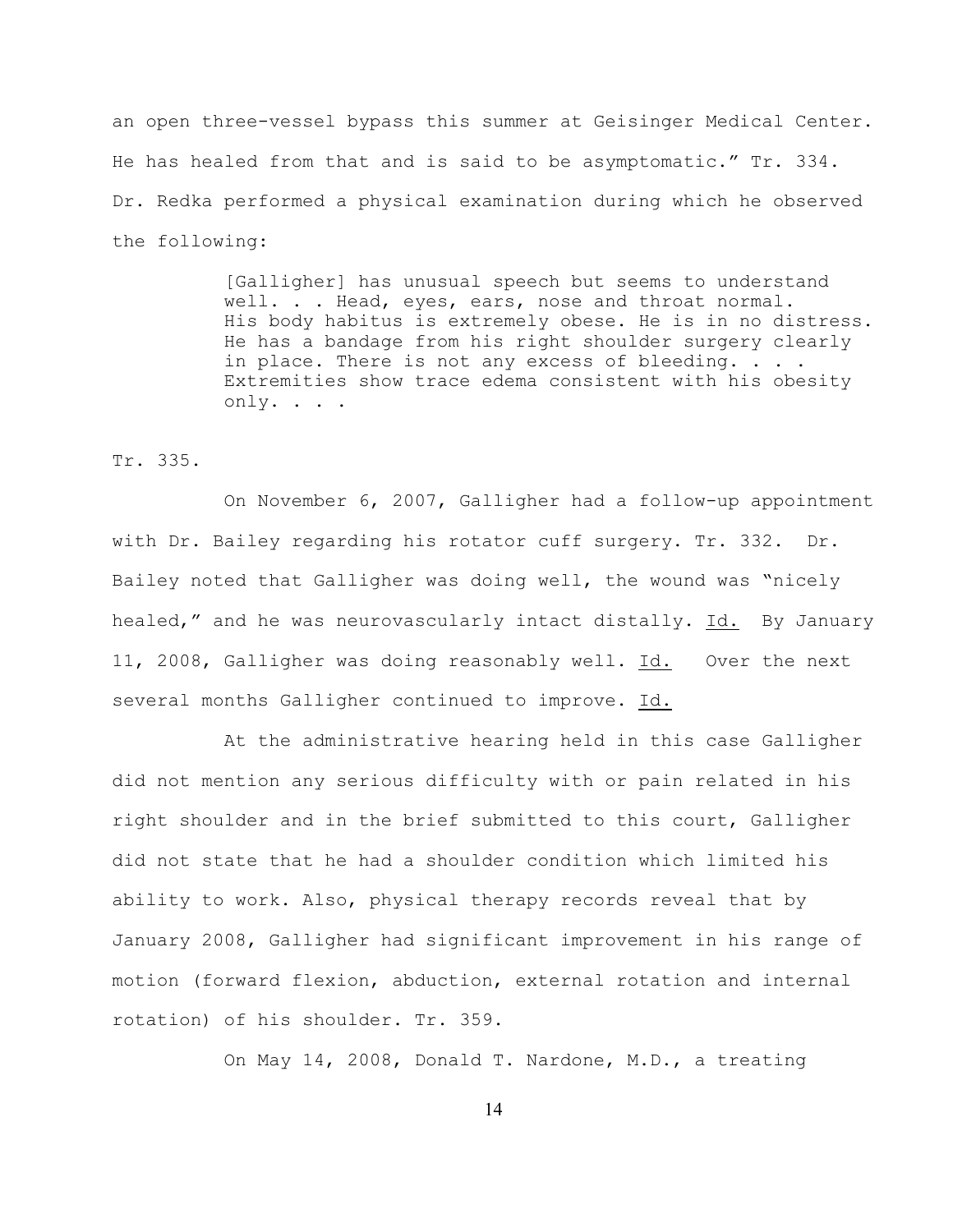an open three-vessel bypass this summer at Geisinger Medical Center. He has healed from that and is said to be asymptomatic." Tr. 334. Dr. Redka performed a physical examination during which he observed the following:

> [Galligher] has unusual speech but seems to understand well. . . Head, eyes, ears, nose and throat normal. His body habitus is extremely obese. He is in no distress. He has a bandage from his right shoulder surgery clearly in place. There is not any excess of bleeding. . . . Extremities show trace edema consistent with his obesity only. . . .

Tr. 335.

On November 6, 2007, Galligher had a follow-up appointment with Dr. Bailey regarding his rotator cuff surgery. Tr. 332. Dr. Bailey noted that Galligher was doing well, the wound was "nicely healed," and he was neurovascularly intact distally. Id. By January 11, 2008, Galligher was doing reasonably well. Id. Over the next several months Galligher continued to improve. Id.

At the administrative hearing held in this case Galligher did not mention any serious difficulty with or pain related in his right shoulder and in the brief submitted to this court, Galligher did not state that he had a shoulder condition which limited his ability to work. Also, physical therapy records reveal that by January 2008, Galligher had significant improvement in his range of motion (forward flexion, abduction, external rotation and internal rotation) of his shoulder. Tr. 359.

On May 14, 2008, Donald T. Nardone, M.D., a treating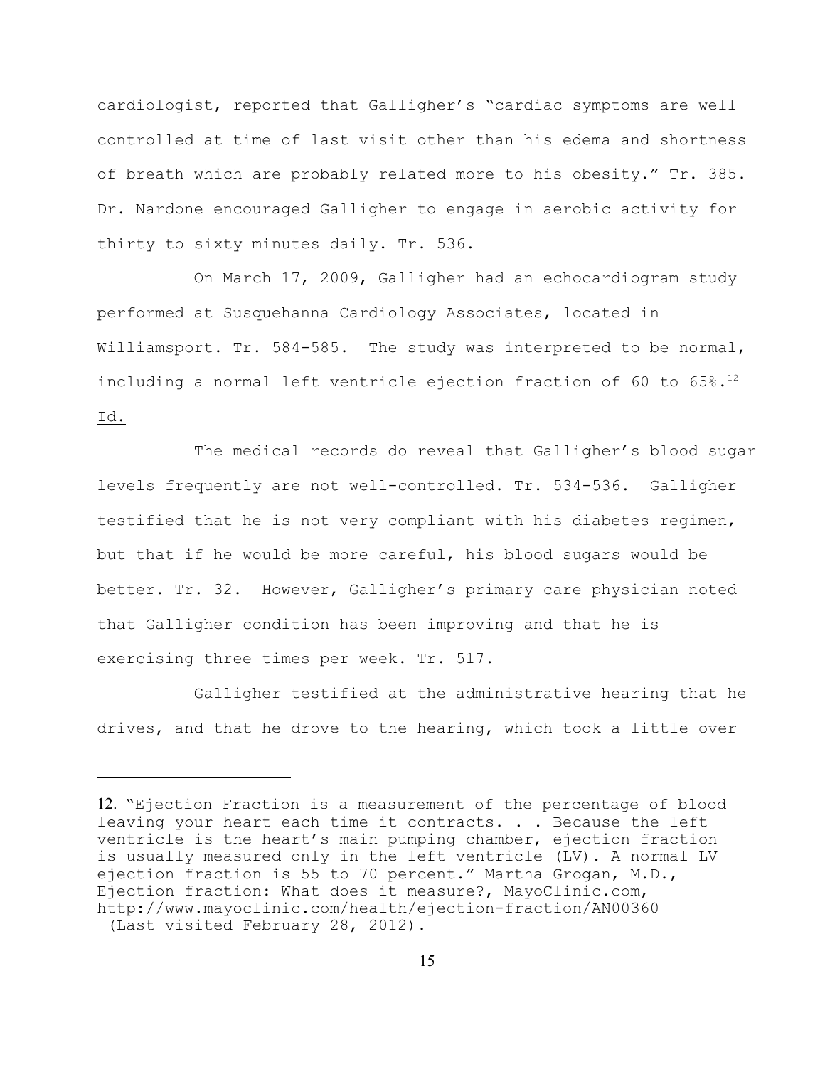cardiologist, reported that Galligher's "cardiac symptoms are well controlled at time of last visit other than his edema and shortness of breath which are probably related more to his obesity." Tr. 385. Dr. Nardone encouraged Galligher to engage in aerobic activity for thirty to sixty minutes daily. Tr. 536.

On March 17, 2009, Galligher had an echocardiogram study performed at Susquehanna Cardiology Associates, located in Williamsport. Tr. 584-585. The study was interpreted to be normal, including a normal left ventricle ejection fraction of 60 to 65%.[12] Id.

The medical records do reveal that Galligher's blood sugar levels frequently are not well-controlled. Tr. 534-536. Galligher testified that he is not very compliant with his diabetes regimen, but that if he would be more careful, his blood sugars would be better. Tr. 32. However, Galligher's primary care physician noted that Galligher condition has been improving and that he is exercising three times per week. Tr. 517.

Galligher testified at the administrative hearing that he drives, and that he drove to the hearing, which took a little over

---

12. "Ejection Fraction is a measurement of the percentage of blood leaving your heart each time it contracts. . . Because the left ventricle is the heart's main pumping chamber, ejection fraction is usually measured only in the left ventricle (LV). A normal LV ejection fraction is 55 to 70 percent." Martha Grogan, M.D., Ejection fraction: What does it measure?, MayoClinic.com, http://www.mayoclinic.com/health/ejection-fraction/AN00360 (Last visited February 28, 2012).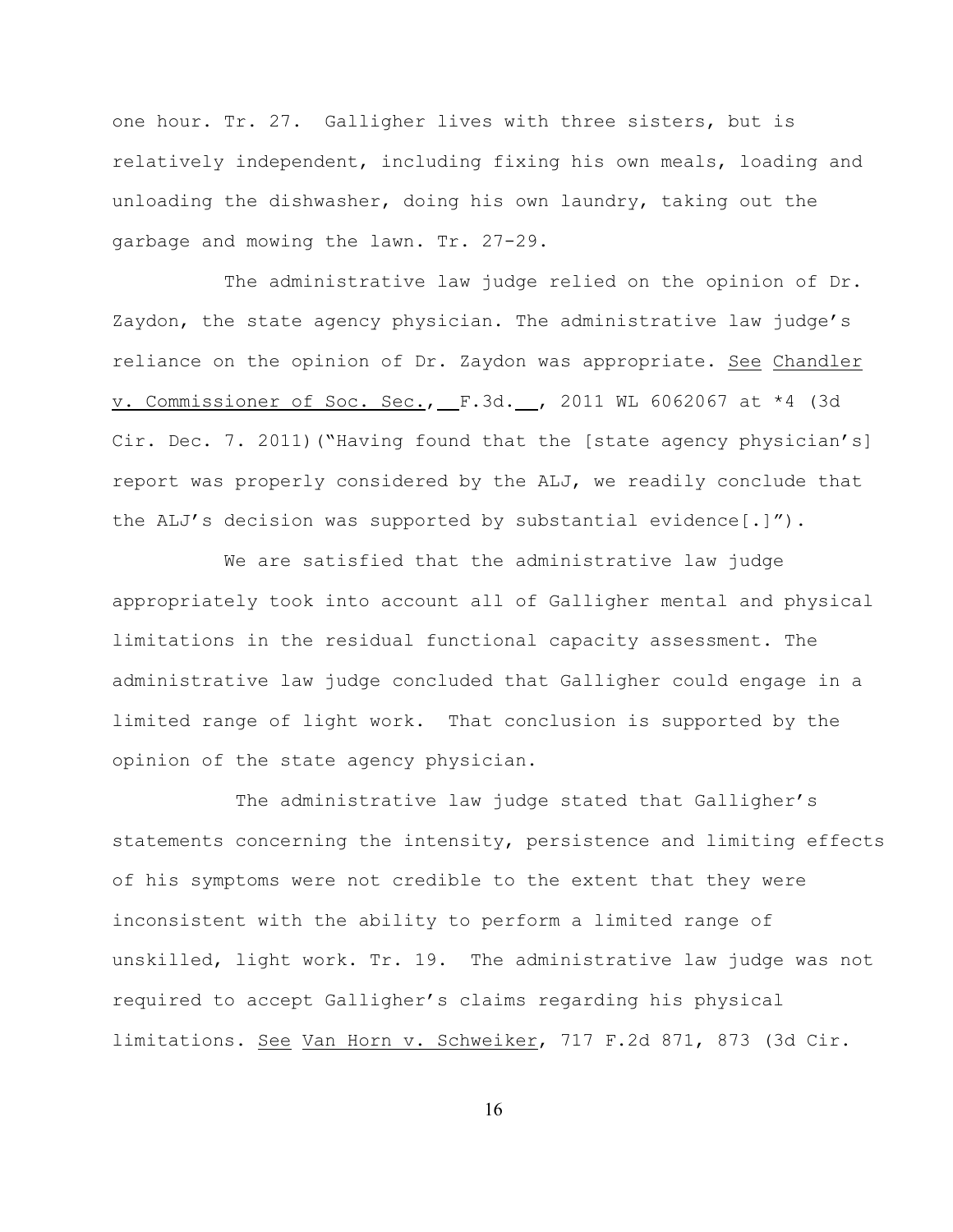one hour. Tr. 27. Galligher lives with three sisters, but is relatively independent, including fixing his own meals, loading and unloading the dishwasher, doing his own laundry, taking out the garbage and mowing the lawn. Tr. 27-29.

The administrative law judge relied on the opinion of Dr. Zaydon, the state agency physician. The administrative law judge's reliance on the opinion of Dr. Zaydon was appropriate. See Chandler v. Commissioner of Soc. Sec., __F.3d.__, 2011 WL 6062067 at *4 (3d Cir. Dec. 7. 2011)("Having found that the [state agency physician's] report was properly considered by the ALJ, we readily conclude that the ALJ's decision was supported by substantial evidence[.]").

We are satisfied that the administrative law judge appropriately took into account all of Galligher mental and physical limitations in the residual functional capacity assessment. The administrative law judge concluded that Galligher could engage in a limited range of light work. That conclusion is supported by the opinion of the state agency physician.

The administrative law judge stated that Galligher's statements concerning the intensity, persistence and limiting effects of his symptoms were not credible to the extent that they were inconsistent with the ability to perform a limited range of unskilled, light work. Tr. 19. The administrative law judge was not required to accept Galligher's claims regarding his physical limitations. See Van Horn v. Schweiker, 717 F.2d 871, 873 (3d Cir.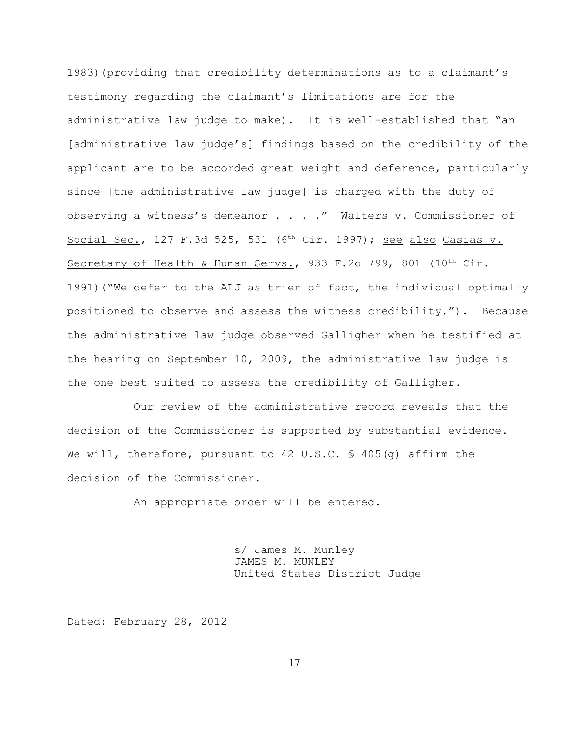1983)(providing that credibility determinations as to a claimant's testimony regarding the claimant's limitations are for the administrative law judge to make). It is well-established that "an [administrative law judge's] findings based on the credibility of the applicant are to be accorded great weight and deference, particularly since [the administrative law judge] is charged with the duty of observing a witness's demeanor . . . ." Walters v. Commissioner of Social Sec., 127 F.3d 525, 531 (6th Cir. 1997); see also Casias v. Secretary of Health & Human Servs., 933 F.2d 799, 801 (10th Cir. 1991)("We defer to the ALJ as trier of fact, the individual optimally positioned to observe and assess the witness credibility."). Because the administrative law judge observed Galligher when he testified at the hearing on September 10, 2009, the administrative law judge is the one best suited to assess the credibility of Galligher.

Our review of the administrative record reveals that the decision of the Commissioner is supported by substantial evidence. We will, therefore, pursuant to 42 U.S.C. § 405(g) affirm the decision of the Commissioner.

An appropriate order will be entered.

s/ James M. Munley
JAMES M. MUNLEY
United States District Judge

Dated: February 28, 2012